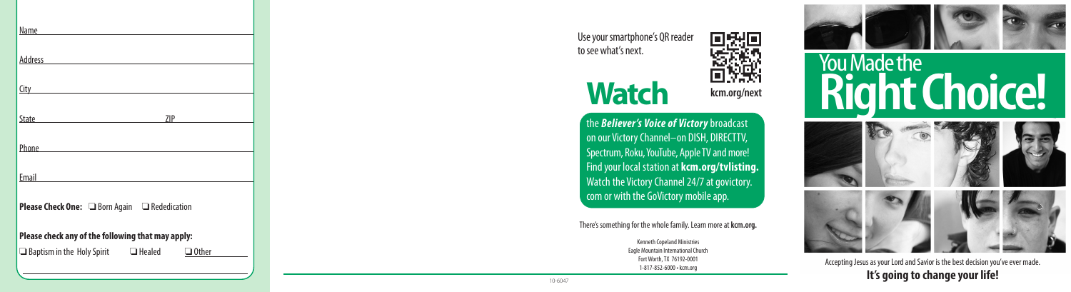Name

Address

City

State ZIP

Phone

Email

**Please Check One:** ❏ Born Again ❏ Rededication

**Please check any of the following that may apply:**

❏ Baptism in the Holy Spirit ❏ Healed ❏ Other

Use your smartphone's QR reader to see what's next.

**kcm.org/next**

# Watch

the ***Believer's Voice of Victory*** broadcast on our Victory Channel—on DISH, DIRECTTV, Spectrum, Roku, YouTube, Apple TV and more! Find your local station at **kcm.org/tvlisting.** Watch the Victory Channel 24/7 at govictory.com or with the GoVictory mobile app.

There's something for the whole family. Learn more at **kcm.org.**

Kenneth Copeland Ministries
Eagle Mountain International Church
Fort Worth, TX 76192-0001
1-817-852-6000 • kcm.org

10-6047

# You Made the Right Choice!

Accepting Jesus as your Lord and Savior is the best decision you've ever made.

**It's going to change your life!**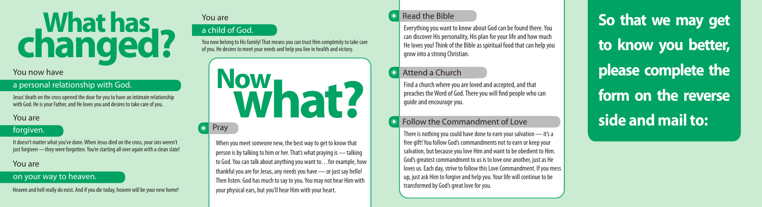# What has changed?

You now have

## a personal relationship with God.

Jesus' death on the cross opened the door for you to have an intimate relationship with God. He is your Father, and He loves you and desires to take care of you.

You are

## forgiven.

It doesn't matter what you've done. When Jesus died on the cross, your sins weren't just forgiven —they were forgotten. You're starting all over again with a clean slate!

You are

## on your way to heaven.

Heaven and hell really do exist. And if you die today, heaven will be your new home!

You are

## a child of God.

You now belong to His family! That means you can trust Him completely to take care of you. He desires to meet your needs and help you live in health and victory.

# Now what?

### Pray

When you meet someone new, the best way to get to know that person is by talking to him or her. That's what praying is — talking to God. You can talk about anything you want to. . . for example, how thankful you are for Jesus, any needs you have — or just say hello! Then listen. God has much to say to you. You may not hear Him with your physical ears, but you'll hear Him with your heart.

### Read the Bible

Everything you want to know about God can be found there. You can discover His personality, His plan for your life and how much He loves you! Think of the Bible as spiritual food that can help you grow into a strong Christian.

### Attend a Church

Find a church where you are loved and accepted, and that preaches the Word of God. There you will find people who can guide and encourage you.

### Follow the Commandment of Love

There is nothing you could have done to earn your salvation — it's a free gift! You follow God's commandments not to earn or keep your salvation, but because you love Him and want to be obedient to Him. God's greatest commandment to us is to love one another, just as He loves us. Each day, strive to follow this Love Commandment. If you mess up, just ask Him to forgive and help you. Your life will continue to be transformed by God's great love for you.

**So that we may get to know you better, please complete the form on the reverse side and mail to:**